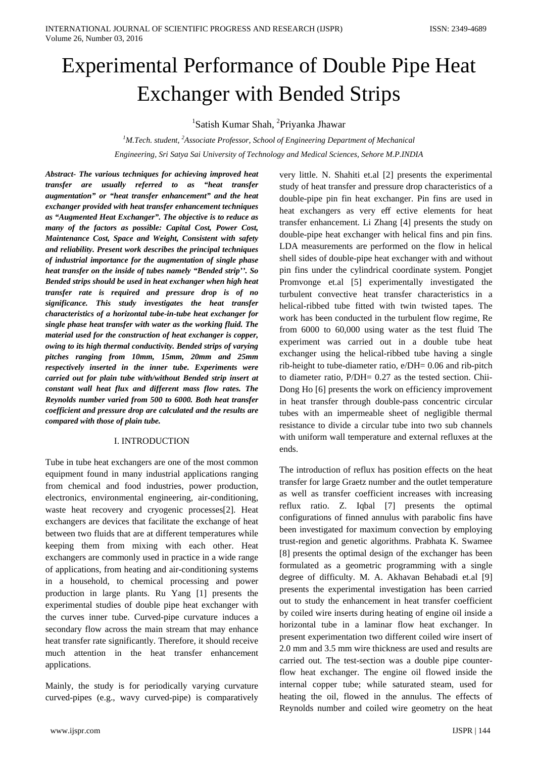# Experimental Performance of Double Pipe Heat Exchanger with Bended Strips

[1]Satish Kumar Shah, [2]Priyanka Jhawar

*[1]M.Tech. student, [2]Associate Professor, School of Engineering Department of Mechanical Engineering, Sri Satya Sai University of Technology and Medical Sciences, Sehore M.P.INDIA*

***Abstract- The various techniques for achieving improved heat transfer are usually referred to as "heat transfer augmentation" or "heat transfer enhancement" and the heat exchanger provided with heat transfer enhancement techniques as "Augmented Heat Exchanger". The objective is to reduce as many of the factors as possible: Capital Cost, Power Cost, Maintenance Cost, Space and Weight, Consistent with safety and reliability. Present work describes the principal techniques of industrial importance for the augmentation of single phase heat transfer on the inside of tubes namely "Bended strip''. So Bended strips should be used in heat exchanger when high heat transfer rate is required and pressure drop is of no significance. This study investigates the heat transfer characteristics of a horizontal tube-in-tube heat exchanger for single phase heat transfer with water as the working fluid. The material used for the construction of heat exchanger is copper, owing to its high thermal conductivity. Bended strips of varying pitches ranging from 10mm, 15mm, 20mm and 25mm respectively inserted in the inner tube. Experiments were carried out for plain tube with/without Bended strip insert at constant wall heat flux and different mass flow rates. The Reynolds number varied from 500 to 6000. Both heat transfer coefficient and pressure drop are calculated and the results are compared with those of plain tube.***

## I. INTRODUCTION

Tube in tube heat exchangers are one of the most common equipment found in many industrial applications ranging from chemical and food industries, power production, electronics, environmental engineering, air-conditioning, waste heat recovery and cryogenic processes[2]. Heat exchangers are devices that facilitate the exchange of heat between two fluids that are at different temperatures while keeping them from mixing with each other. Heat exchangers are commonly used in practice in a wide range of applications, from heating and air-conditioning systems in a household, to chemical processing and power production in large plants. Ru Yang [1] presents the experimental studies of double pipe heat exchanger with the curves inner tube. Curved-pipe curvature induces a secondary flow across the main stream that may enhance heat transfer rate significantly. Therefore, it should receive much attention in the heat transfer enhancement applications.

Mainly, the study is for periodically varying curvature curved-pipes (e.g., wavy curved-pipe) is comparatively very little. N. Shahiti et.al [2] presents the experimental study of heat transfer and pressure drop characteristics of a double-pipe pin fin heat exchanger. Pin fins are used in heat exchangers as very eff ective elements for heat transfer enhancement. Li Zhang [4] presents the study on double-pipe heat exchanger with helical fins and pin fins. LDA measurements are performed on the flow in helical shell sides of double-pipe heat exchanger with and without pin fins under the cylindrical coordinate system. Pongjet Promvonge et.al [5] experimentally investigated the turbulent convective heat transfer characteristics in a helical-ribbed tube fitted with twin twisted tapes. The work has been conducted in the turbulent flow regime, Re from 6000 to 60,000 using water as the test fluid The experiment was carried out in a double tube heat exchanger using the helical-ribbed tube having a single rib-height to tube-diameter ratio, e/DH= 0.06 and rib-pitch to diameter ratio, P/DH= 0.27 as the tested section. Chii-Dong Ho [6] presents the work on efficiency improvement in heat transfer through double-pass concentric circular tubes with an impermeable sheet of negligible thermal resistance to divide a circular tube into two sub channels with uniform wall temperature and external refluxes at the ends.

The introduction of reflux has position effects on the heat transfer for large Graetz number and the outlet temperature as well as transfer coefficient increases with increasing reflux ratio. Z. Iqbal [7] presents the optimal configurations of finned annulus with parabolic fins have been investigated for maximum convection by employing trust-region and genetic algorithms. Prabhata K. Swamee [8] presents the optimal design of the exchanger has been formulated as a geometric programming with a single degree of difficulty. M. A. Akhavan Behabadi et.al [9] presents the experimental investigation has been carried out to study the enhancement in heat transfer coefficient by coiled wire inserts during heating of engine oil inside a horizontal tube in a laminar flow heat exchanger. In present experimentation two different coiled wire insert of 2.0 mm and 3.5 mm wire thickness are used and results are carried out. The test-section was a double pipe counter-flow heat exchanger. The engine oil flowed inside the internal copper tube; while saturated steam, used for heating the oil, flowed in the annulus. The effects of Reynolds number and coiled wire geometry on the heat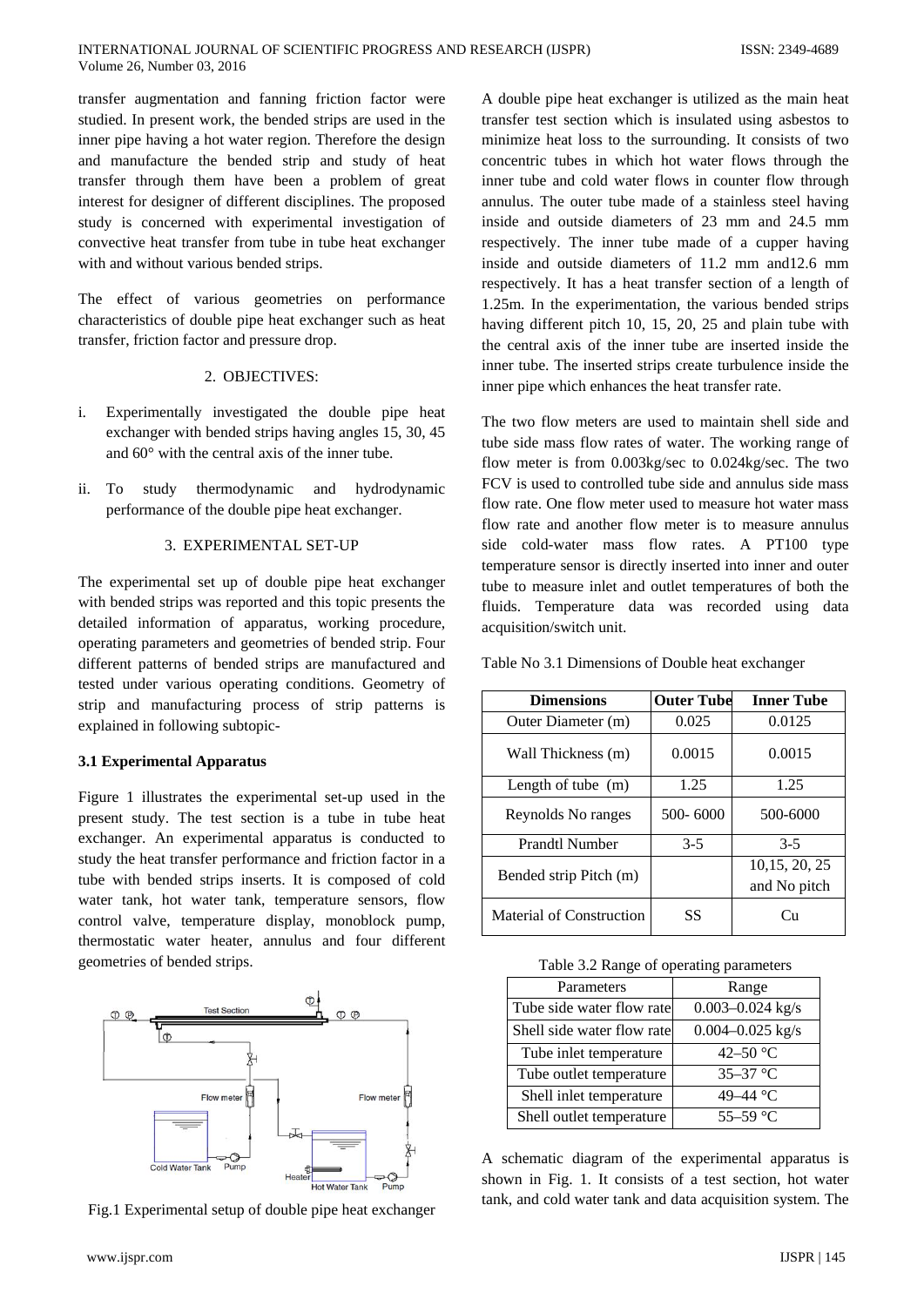transfer augmentation and fanning friction factor were studied. In present work, the bended strips are used in the inner pipe having a hot water region. Therefore the design and manufacture the bended strip and study of heat transfer through them have been a problem of great interest for designer of different disciplines. The proposed study is concerned with experimental investigation of convective heat transfer from tube in tube heat exchanger with and without various bended strips.

The effect of various geometries on performance characteristics of double pipe heat exchanger such as heat transfer, friction factor and pressure drop.

## 2. OBJECTIVES:

i. Experimentally investigated the double pipe heat exchanger with bended strips having angles 15, 30, 45 and 60° with the central axis of the inner tube.

ii. To study thermodynamic and hydrodynamic performance of the double pipe heat exchanger.

## 3. EXPERIMENTAL SET-UP

The experimental set up of double pipe heat exchanger with bended strips was reported and this topic presents the detailed information of apparatus, working procedure, operating parameters and geometries of bended strip. Four different patterns of bended strips are manufactured and tested under various operating conditions. Geometry of strip and manufacturing process of strip patterns is explained in following subtopic-

### 3.1 Experimental Apparatus

Figure 1 illustrates the experimental set-up used in the present study. The test section is a tube in tube heat exchanger. An experimental apparatus is conducted to study the heat transfer performance and friction factor in a tube with bended strips inserts. It is composed of cold water tank, hot water tank, temperature sensors, flow control valve, temperature display, monoblock pump, thermostatic water heater, annulus and four different geometries of bended strips.

Fig.1 Experimental setup of double pipe heat exchanger

A double pipe heat exchanger is utilized as the main heat transfer test section which is insulated using asbestos to minimize heat loss to the surrounding. It consists of two concentric tubes in which hot water flows through the inner tube and cold water flows in counter flow through annulus. The outer tube made of a stainless steel having inside and outside diameters of 23 mm and 24.5 mm respectively. The inner tube made of a cupper having inside and outside diameters of 11.2 mm and12.6 mm respectively. It has a heat transfer section of a length of 1.25m. In the experimentation, the various bended strips having different pitch 10, 15, 20, 25 and plain tube with the central axis of the inner tube are inserted inside the inner tube. The inserted strips create turbulence inside the inner pipe which enhances the heat transfer rate.

The two flow meters are used to maintain shell side and tube side mass flow rates of water. The working range of flow meter is from 0.003kg/sec to 0.024kg/sec. The two FCV is used to controlled tube side and annulus side mass flow rate. One flow meter used to measure hot water mass flow rate and another flow meter is to measure annulus side cold-water mass flow rates. A PT100 type temperature sensor is directly inserted into inner and outer tube to measure inlet and outlet temperatures of both the fluids. Temperature data was recorded using data acquisition/switch unit.

Table No 3.1 Dimensions of Double heat exchanger

| Dimensions | Outer Tube | Inner Tube |
|---|---|---|
| Outer Diameter (m) | 0.025 | 0.0125 |
| Wall Thickness (m) | 0.0015 | 0.0015 |
| Length of tube (m) | 1.25 | 1.25 |
| Reynolds No ranges | 500- 6000 | 500-6000 |
| Prandtl Number | 3-5 | 3-5 |
| Bended strip Pitch (m) | | 10,15, 20, 25 and No pitch |
| Material of Construction | SS | Cu |

Table 3.2 Range of operating parameters

| Parameters | Range |
|---|---|
| Tube side water flow rate | 0.003–0.024 kg/s |
| Shell side water flow rate | 0.004–0.025 kg/s |
| Tube inlet temperature | 42–50 °C |
| Tube outlet temperature | 35–37 °C |
| Shell inlet temperature | 49–44 °C |
| Shell outlet temperature | 55–59 °C |

A schematic diagram of the experimental apparatus is shown in Fig. 1. It consists of a test section, hot water tank, and cold water tank and data acquisition system. The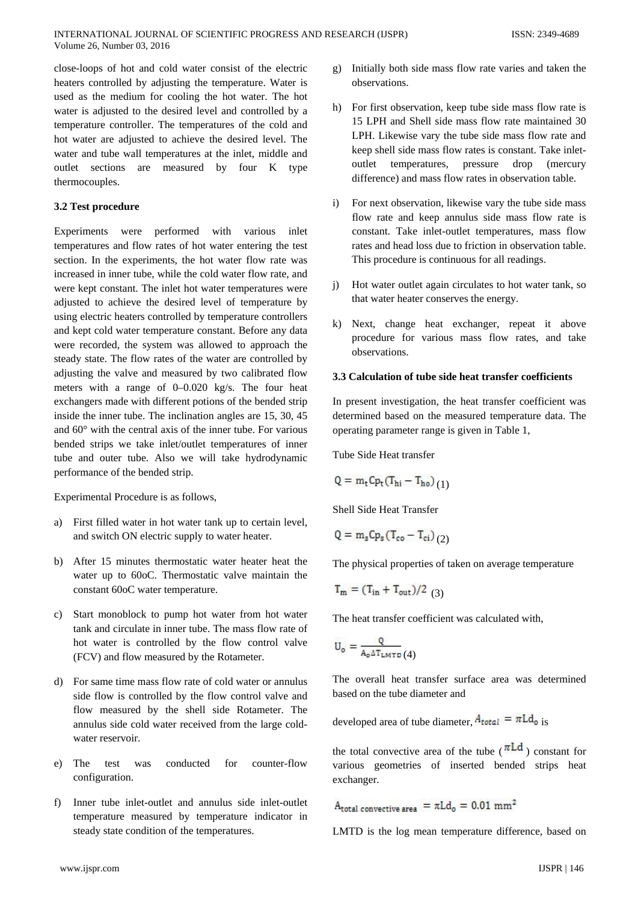close-loops of hot and cold water consist of the electric heaters controlled by adjusting the temperature. Water is used as the medium for cooling the hot water. The hot water is adjusted to the desired level and controlled by a temperature controller. The temperatures of the cold and hot water are adjusted to achieve the desired level. The water and tube wall temperatures at the inlet, middle and outlet sections are measured by four K type thermocouples.

### 3.2 Test procedure

Experiments were performed with various inlet temperatures and flow rates of hot water entering the test section. In the experiments, the hot water flow rate was increased in inner tube, while the cold water flow rate, and were kept constant. The inlet hot water temperatures were adjusted to achieve the desired level of temperature by using electric heaters controlled by temperature controllers and kept cold water temperature constant. Before any data were recorded, the system was allowed to approach the steady state. The flow rates of the water are controlled by adjusting the valve and measured by two calibrated flow meters with a range of 0–0.020 kg/s. The four heat exchangers made with different potions of the bended strip inside the inner tube. The inclination angles are 15, 30, 45 and 60° with the central axis of the inner tube. For various bended strips we take inlet/outlet temperatures of inner tube and outer tube. Also we will take hydrodynamic performance of the bended strip.

Experimental Procedure is as follows,

a) First filled water in hot water tank up to certain level, and switch ON electric supply to water heater.

b) After 15 minutes thermostatic water heater heat the water up to 60oC. Thermostatic valve maintain the constant 60oC water temperature.

c) Start monoblock to pump hot water from hot water tank and circulate in inner tube. The mass flow rate of hot water is controlled by the flow control valve (FCV) and flow measured by the Rotameter.

d) For same time mass flow rate of cold water or annulus side flow is controlled by the flow control valve and flow measured by the shell side Rotameter. The annulus side cold water received from the large cold-water reservoir.

e) The test was conducted for counter-flow configuration.

f) Inner tube inlet-outlet and annulus side inlet-outlet temperature measured by temperature indicator in steady state condition of the temperatures.

g) Initially both side mass flow rate varies and taken the observations.

h) For first observation, keep tube side mass flow rate is 15 LPH and Shell side mass flow rate maintained 30 LPH. Likewise vary the tube side mass flow rate and keep shell side mass flow rates is constant. Take inlet-outlet temperatures, pressure drop (mercury difference) and mass flow rates in observation table.

i) For next observation, likewise vary the tube side mass flow rate and keep annulus side mass flow rate is constant. Take inlet-outlet temperatures, mass flow rates and head loss due to friction in observation table. This procedure is continuous for all readings.

j) Hot water outlet again circulates to hot water tank, so that water heater conserves the energy.

k) Next, change heat exchanger, repeat it above procedure for various mass flow rates, and take observations.

### 3.3 Calculation of tube side heat transfer coefficients

In present investigation, the heat transfer coefficient was determined based on the measured temperature data. The operating parameter range is given in Table 1,

Tube Side Heat transfer

$$Q = m_t Cp_t (T_{hi} - T_{ho}) \quad (1)$$

Shell Side Heat Transfer

$$Q = m_s Cp_s (T_{co} - T_{ci}) \quad (2)$$

The physical properties of taken on average temperature

$$T_m = (T_{in} + T_{out})/2 \quad (3)$$

The heat transfer coefficient was calculated with,

$$U_o = \frac{Q}{A_o \Delta T_{LMTD}} \quad (4)$$

The overall heat transfer surface area was determined based on the tube diameter and

developed area of tube diameter, $A_{total} = \pi L d_o$ is

the total convective area of the tube ($\pi L d$) constant for various geometries of inserted bended strips heat exchanger.

$$A_{total\ convective\ area} = \pi L d_o = 0.01\ mm^2$$

LMTD is the log mean temperature difference, based on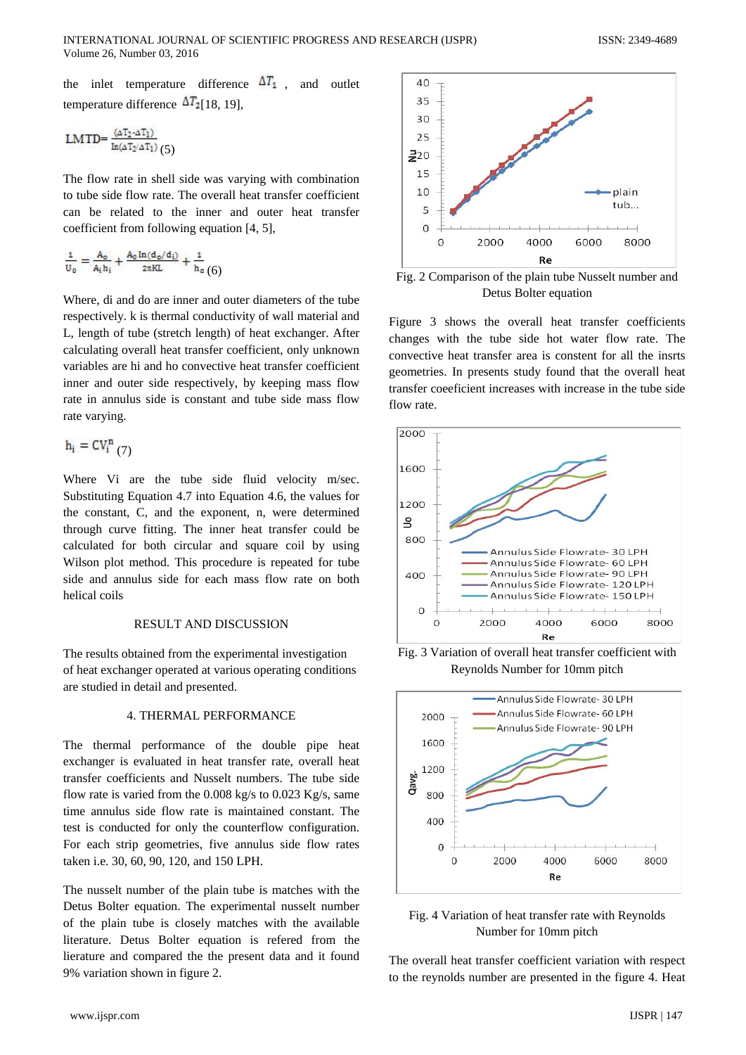the inlet temperature difference $\Delta T_1$, and outlet temperature difference $\Delta T_2$[18, 19],

$$LMTD = \frac{(\Delta T_2 - \Delta T_1)}{\ln(\Delta T_2/\Delta T_1)} \quad (5)$$

The flow rate in shell side was varying with combination to tube side flow rate. The overall heat transfer coefficient can be related to the inner and outer heat transfer coefficient from following equation [4, 5],

$$\frac{1}{U_0} = \frac{A_o}{A_i h_i} + \frac{A_o \ln(d_o/d_i)}{2\pi KL} + \frac{1}{h_o} \quad (6)$$

Where, di and do are inner and outer diameters of the tube respectively. k is thermal conductivity of wall material and L, length of tube (stretch length) of heat exchanger. After calculating overall heat transfer coefficient, only unknown variables are hi and ho convective heat transfer coefficient inner and outer side respectively, by keeping mass flow rate in annulus side is constant and tube side mass flow rate varying.

$$h_i = CV_i^n \quad (7)$$

Where Vi are the tube side fluid velocity m/sec. Substituting Equation 4.7 into Equation 4.6, the values for the constant, C, and the exponent, n, were determined through curve fitting. The inner heat transfer could be calculated for both circular and square coil by using Wilson plot method. This procedure is repeated for tube side and annulus side for each mass flow rate on both helical coils

## RESULT AND DISCUSSION

The results obtained from the experimental investigation of heat exchanger operated at various operating conditions are studied in detail and presented.

## 4. THERMAL PERFORMANCE

The thermal performance of the double pipe heat exchanger is evaluated in heat transfer rate, overall heat transfer coefficients and Nusselt numbers. The tube side flow rate is varied from the 0.008 kg/s to 0.023 Kg/s, same time annulus side flow rate is maintained constant. The test is conducted for only the counterflow configuration. For each strip geometries, five annulus side flow rates taken i.e. 30, 60, 90, 120, and 150 LPH.

The nusselt number of the plain tube is matches with the Detus Bolter equation. The experimental nusselt number of the plain tube is closely matches with the available literature. Detus Bolter equation is refered from the lierature and compared the the present data and it found 9% variation shown in figure 2.

Fig. 2 Comparison of the plain tube Nusselt number and Detus Bolter equation

Figure 3 shows the overall heat transfer coefficients changes with the tube side hot water flow rate. The convective heat transfer area is constent for all the insrts geometries. In presents study found that the overall heat transfer coeeficient increases with increase in the tube side flow rate.

Fig. 3 Variation of overall heat transfer coefficient with Reynolds Number for 10mm pitch

Fig. 4 Variation of heat transfer rate with Reynolds Number for 10mm pitch

The overall heat transfer coefficient variation with respect to the reynolds number are presented in the figure 4. Heat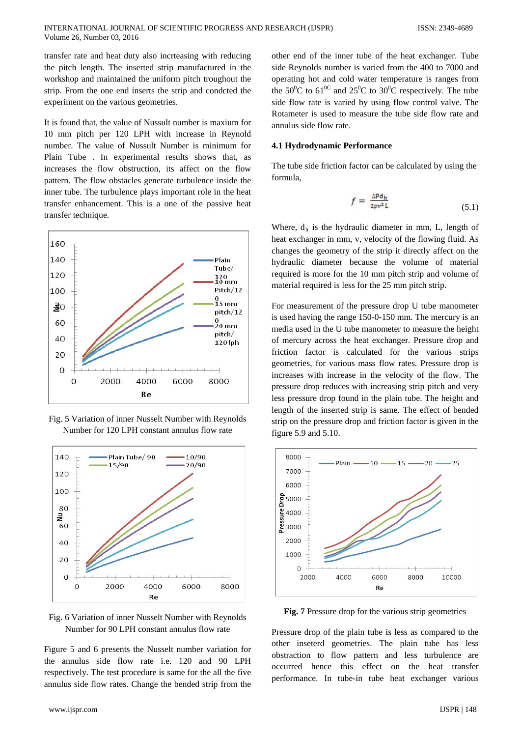transfer rate and heat duty also incrteasing with reducing the pitch length. The inserted strip manufactured in the workshop and maintained the uniform pitch troughout the strip. From the one end inserts the strip and condcted the experiment on the various geometries.

It is found that, the value of Nussult number is maxium for 10 mm pitch per 120 LPH with increase in Reynold number. The value of Nussult Number is minimum for Plain Tube . In experimental results shows that, as increases the flow obstruction, its affect on the flow pattern. The flow obstacles generate turbulence inside the inner tube. The turbulence plays important role in the heat transfer enhancement. This is a one of the passive heat transfer technique.

Fig. 5 Variation of inner Nusselt Number with Reynolds Number for 120 LPH constant annulus flow rate

Fig. 6 Variation of inner Nusselt Number with Reynolds Number for 90 LPH constant annulus flow rate

Figure 5 and 6 presents the Nusselt number variation for the annulus side flow rate i.e. 120 and 90 LPH respectively. The test procedure is same for the all the five annulus side flow rates. Change the bended strip from the other end of the inner tube of the heat exchanger. Tube side Reynolds number is varied from the 400 to 7000 and operating hot and cold water temperature is ranges from the $50^0$C to $61^{0C}$ and $25^0$C to $30^0$C respectively. The tube side flow rate is varied by using flow control valve. The Rotameter is used to measure the tube side flow rate and annulus side flow rate.

### 4.1 Hydrodynamic Performance

The tube side friction factor can be calculated by using the formula,

$$f = \frac{\Delta P d_h}{2\rho v^2 L} \tag{5.1}$$

Where, $d_h$ is the hydraulic diameter in mm, L, length of heat exchanger in mm, v, velocity of the flowing fluid. As changes the geometry of the strip it directly affect on the hydraulic diameter because the volume of material required is more for the 10 mm pitch strip and volume of material required is less for the 25 mm pitch strip.

For measurement of the pressure drop U tube manometer is used having the range 150-0-150 mm. The mercury is an media used in the U tube manometer to measure the height of mercury across the heat exchanger. Pressure drop and friction factor is calculated for the various strips geometries, for various mass flow rates. Pressure drop is increases with increase in the velocity of the flow. The pressure drop reduces with increasing strip pitch and very less pressure drop found in the plain tube. The height and length of the inserted strip is same. The effect of bended strip on the pressure drop and friction factor is given in the figure 5.9 and 5.10.

**Fig. 7** Pressure drop for the various strip geometries

Pressure drop of the plain tube is less as compared to the other inseterd geometries. The plain tube has less obstraction to flow pattern and less turbulence are occurred hence this effect on the heat transfer performance. In tube-in tube heat exchanger various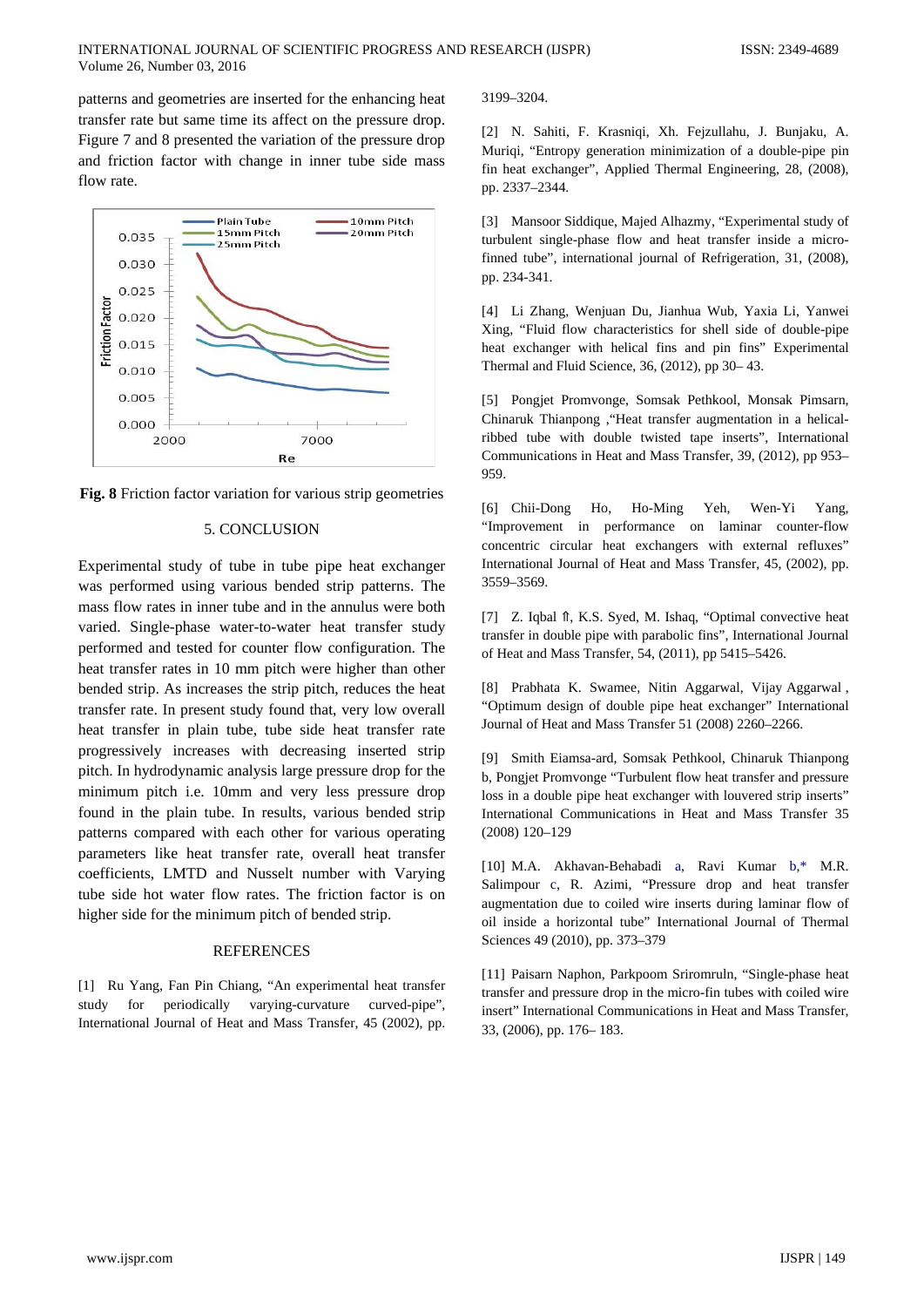patterns and geometries are inserted for the enhancing heat transfer rate but same time its affect on the pressure drop. Figure 7 and 8 presented the variation of the pressure drop and friction factor with change in inner tube side mass flow rate.

Plain Tube
15mm Pitch
25mm Pitch
10mm Pitch
20mm Pitch

Friction Factor
0.035
0.030
0.025
0.020
0.015
0.010
0.005
0.000

2000
7000
Re

**Fig. 8** Friction factor variation for various strip geometries

## 5. CONCLUSION

Experimental study of tube in tube pipe heat exchanger was performed using various bended strip patterns. The mass flow rates in inner tube and in the annulus were both varied. Single-phase water-to-water heat transfer study performed and tested for counter flow configuration. The heat transfer rates in 10 mm pitch were higher than other bended strip. As increases the strip pitch, reduces the heat transfer rate. In present study found that, very low overall heat transfer in plain tube, tube side heat transfer rate progressively increases with decreasing inserted strip pitch. In hydrodynamic analysis large pressure drop for the minimum pitch i.e. 10mm and very less pressure drop found in the plain tube. In results, various bended strip patterns compared with each other for various operating parameters like heat transfer rate, overall heat transfer coefficients, LMTD and Nusselt number with Varying tube side hot water flow rates. The friction factor is on higher side for the minimum pitch of bended strip.

## REFERENCES

[1] Ru Yang, Fan Pin Chiang, "An experimental heat transfer study for periodically varying-curvature curved-pipe", International Journal of Heat and Mass Transfer, 45 (2002), pp. 3199–3204.

[2] N. Sahiti, F. Krasniqi, Xh. Fejzullahu, J. Bunjaku, A. Muriqi, "Entropy generation minimization of a double-pipe pin fin heat exchanger", Applied Thermal Engineering, 28, (2008), pp. 2337–2344.

[3] Mansoor Siddique, Majed Alhazmy, "Experimental study of turbulent single-phase flow and heat transfer inside a micro-finned tube", international journal of Refrigeration, 31, (2008), pp. 234-341.

[4] Li Zhang, Wenjuan Du, Jianhua Wub, Yaxia Li, Yanwei Xing, "Fluid flow characteristics for shell side of double-pipe heat exchanger with helical fins and pin fins" Experimental Thermal and Fluid Science, 36, (2012), pp 30– 43.

[5] Pongjet Promvonge, Somsak Pethkool, Monsak Pimsarn, Chinaruk Thianpong ,"Heat transfer augmentation in a helical-ribbed tube with double twisted tape inserts", International Communications in Heat and Mass Transfer, 39, (2012), pp 953–959.

[6] Chii-Dong Ho, Ho-Ming Yeh, Wen-Yi Yang, "Improvement in performance on laminar counter-flow concentric circular heat exchangers with external refluxes" International Journal of Heat and Mass Transfer, 45, (2002), pp. 3559–3569.

[7] Z. Iqbal ⇑, K.S. Syed, M. Ishaq, "Optimal convective heat transfer in double pipe with parabolic fins", International Journal of Heat and Mass Transfer, 54, (2011), pp 5415–5426.

[8] Prabhata K. Swamee, Nitin Aggarwal, Vijay Aggarwal , "Optimum design of double pipe heat exchanger" International Journal of Heat and Mass Transfer 51 (2008) 2260–2266.

[9] Smith Eiamsa-ard, Somsak Pethkool, Chinaruk Thianpong b, Pongjet Promvonge "Turbulent flow heat transfer and pressure loss in a double pipe heat exchanger with louvered strip inserts" International Communications in Heat and Mass Transfer 35 (2008) 120–129

[10] M.A. Akhavan-Behabadi a, Ravi Kumar b,* M.R. Salimpour c, R. Azimi, "Pressure drop and heat transfer augmentation due to coiled wire inserts during laminar flow of oil inside a horizontal tube" International Journal of Thermal Sciences 49 (2010), pp. 373–379

[11] Paisarn Naphon, Parkpoom Sriromruln, "Single-phase heat transfer and pressure drop in the micro-fin tubes with coiled wire insert" International Communications in Heat and Mass Transfer, 33, (2006), pp. 176– 183.